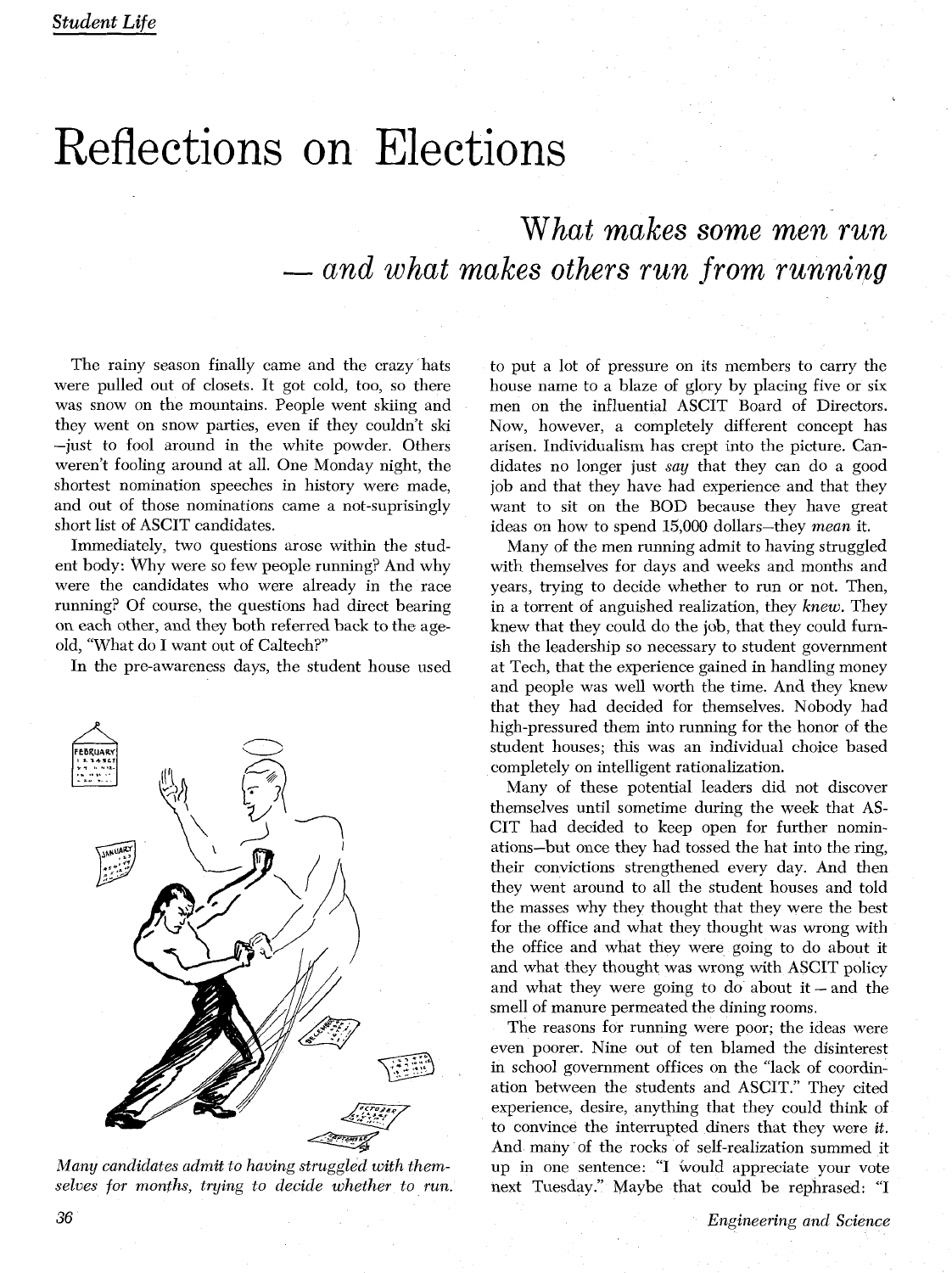# Reflections on Elections

## *What makes some men run — and what makes others run from running*

The rainy season finally came and the crazy hats were pulled out of closets. It got cold, too, so there was snow on the mountains. People went skiing and they went on snow parties, even if they couldn't ski —just to fool around in the white powder. Others weren't fooling around at all. One Monday night, the shortest nomination speeches in history were made, and out of those nominations came a not-suprisingly short list of ASCIT candidates.

Immediately, two questions arose within the student body: Why were so few people running? And why were the candidates who were already in the race running? Of course, the questions had direct bearing on each other, and they both referred back to the age-old, "What do I want out of Caltech?"

In the pre-awareness days, the student house used to put a lot of pressure on its members to carry the house name to a blaze of glory by placing five or six men on the influential ASCIT Board of Directors. Now, however, a completely different concept has arisen. Individualism has crept into the picture. Candidates no longer just *say* that they can do a good job and that they have had experience and that they want to sit on the BOD because they have great ideas on how to spend 15,000 dollars—they *mean* it.

*Many candidates admit to having struggled with themselves for months, trying to decide whether to run.*

Many of the men running admit to having struggled with themselves for days and weeks and months and years, trying to decide whether to run or not. Then, in a torrent of anguished realization, they *knew*. They knew that they could do the job, that they could furnish the leadership so necessary to student government at Tech, that the experience gained in handling money and people was well worth the time. And they knew that they had decided for themselves. Nobody had high-pressured them into running for the honor of the student houses; this was an individual choice based completely on intelligent rationalization.

Many of these potential leaders did not discover themselves until sometime during the week that ASCIT had decided to keep open for further nominations—but once they had tossed the hat into the ring, their convictions strengthened every day. And then they went around to all the student houses and told the masses why they thought that they were the best for the office and what they thought was wrong with the office and what they were going to do about it and what they thought was wrong with ASCIT policy and what they were going to do about it – and the smell of manure permeated the dining rooms.

The reasons for running were poor; the ideas were even poorer. Nine out of ten blamed the disinterest in school government offices on the "lack of coordination between the students and ASCIT." They cited experience, desire, anything that they could think of to convince the interrupted diners that they were *it*. And many of the rocks of self-realization summed it up in one sentence: "I would appreciate your vote next Tuesday." Maybe that could be rephrased: "I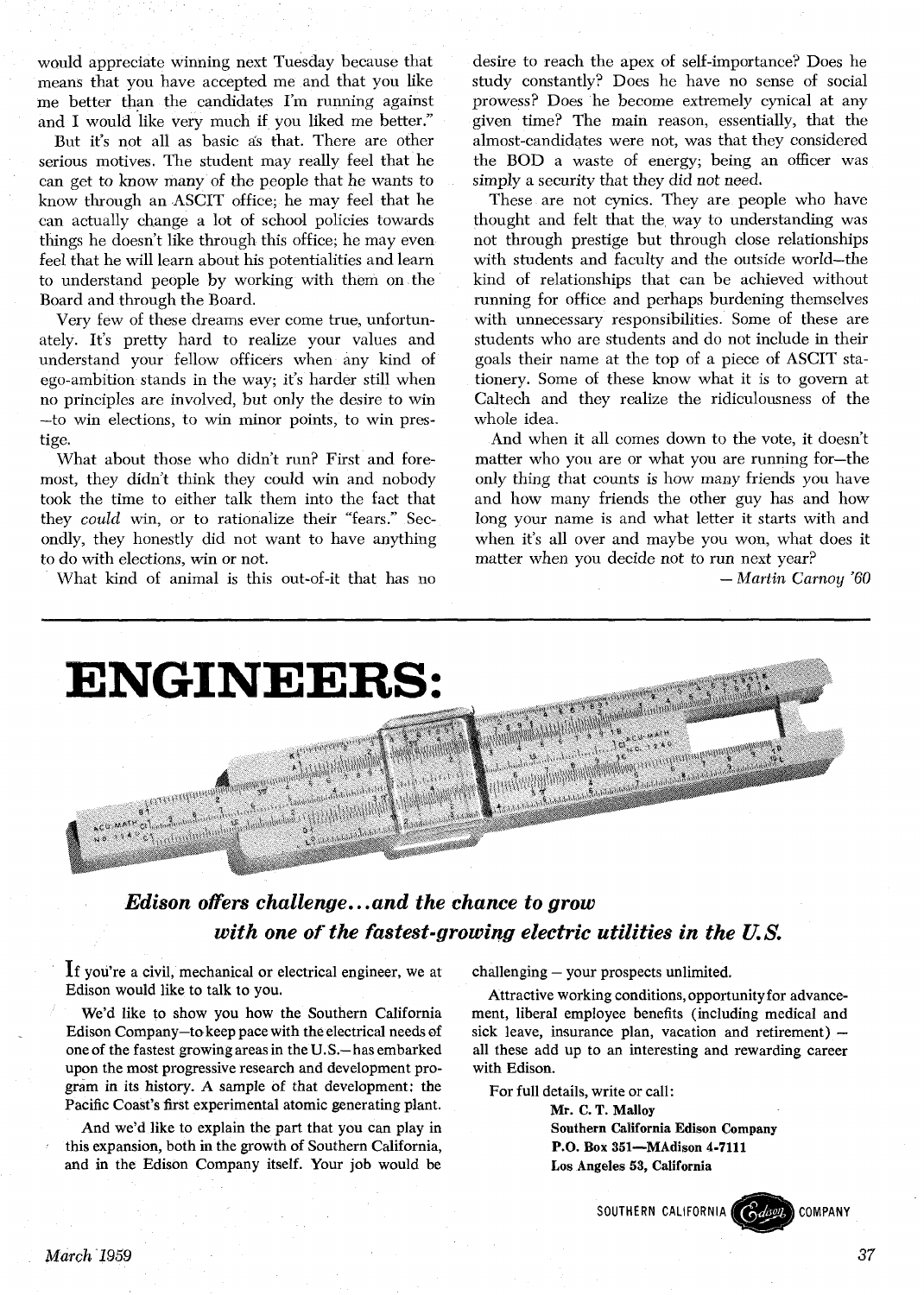would appreciate winning next Tuesday because that means that you have accepted me and that you like me better than the candidates I'm running against and I would like very much if you liked me better."

But it's not all as basic as that. There are other serious motives. The student may really feel that he can get to know many of the people that he wants to know through an ASCIT office; he may feel that he can actually change a lot of school policies towards things he doesn't like through this office; he may even feel that he will learn about his potentialities and learn to understand people by working with them on the Board and through the Board.

Very few of these dreams ever come true, unfortunately. It's pretty hard to realize your values and understand your fellow officers when any kind of ego-ambition stands in the way; it's harder still when no principles are involved, but only the desire to win —to win elections, to win minor points, to win prestige.

What about those who didn't run? First and foremost, they didn't think they could win and nobody took the time to either talk them into the fact that they *could* win, or to rationalize their "fears." Secondly, they honestly did not want to have anything to do with elections, win or not.

What kind of animal is this out-of-it that has no desire to reach the apex of self-importance? Does he study constantly? Does he have no sense of social prowess? Does he become extremely cynical at any given time? The main reason, essentially, that the almost-candidates were not, was that they considered the BOD a waste of energy; being an officer was simply a security that they did not need.

These are not cynics. They are people who have thought and felt that the way to understanding was not through prestige but through close relationships with students and faculty and the outside world—the kind of relationships that can be achieved without running for office and perhaps burdening themselves with unnecessary responsibilities. Some of these are students who are students and do not include in their goals their name at the top of a piece of ASCIT stationery. Some of these know what it is to govern at Caltech and they realize the ridiculousness of the whole idea.

And when it all comes down to the vote, it doesn't matter who you are or what you are running for—the only thing that counts is how many friends you have and how many friends the other guy has and how long your name is and what letter it starts with and when it's all over and maybe you won, what does it matter when you decide not to run next year?

*— Martin Carnoy '60*

---

# ENGINEERS:

***Edison offers challenge... and the chance to grow with one of the fastest-growing electric utilities in the U.S.***

If you're a civil, mechanical or electrical engineer, we at Edison would like to talk to you.

We'd like to show you how the Southern California Edison Company—to keep pace with the electrical needs of one of the fastest growing areas in the U.S.—has embarked upon the most progressive research and development program in its history. A sample of that development: the Pacific Coast's first experimental atomic generating plant.

And we'd like to explain the part that you can play in this expansion, both in the growth of Southern California, and in the Edison Company itself. Your job would be challenging — your prospects unlimited.

Attractive working conditions, opportunity for advancement, liberal employee benefits (including medical and sick leave, insurance plan, vacation and retirement) — all these add up to an interesting and rewarding career with Edison.

For full details, write or call:

**Mr. C. T. Malloy**
**Southern California Edison Company**
**P.O. Box 351—MAdison 4-7111**
**Los Angeles 53, California**

SOUTHERN CALIFORNIA Edison COMPANY

March 1959